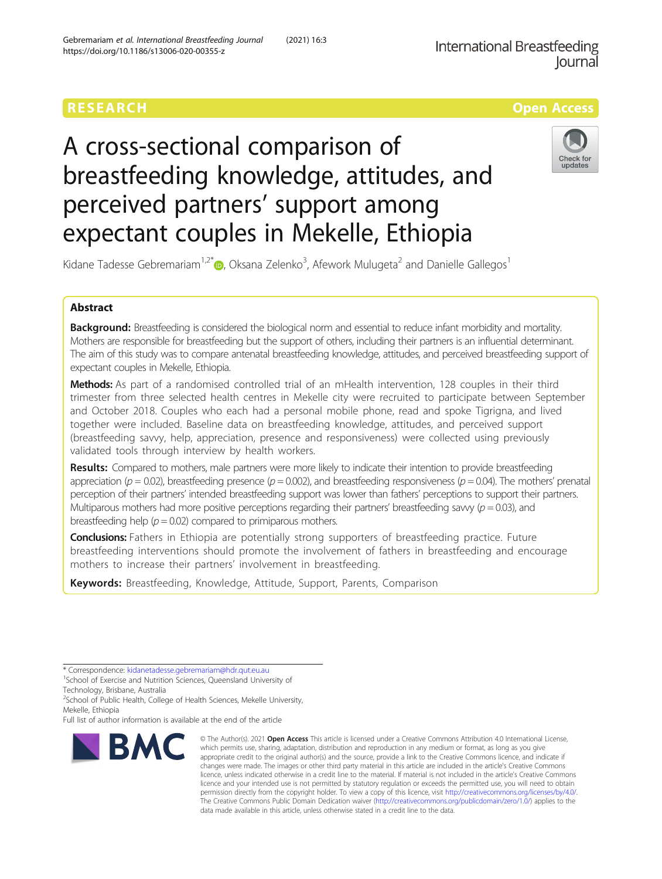RESEARCH

Open Access

# A cross-sectional comparison of breastfeeding knowledge, attitudes, and perceived partners' support among expectant couples in Mekelle, Ethiopia

Kidane Tadesse Gebremariam[1,2*], Oksana Zelenko[3], Afework Mulugeta[2] and Danielle Gallegos[1]

## Abstract

**Background:** Breastfeeding is considered the biological norm and essential to reduce infant morbidity and mortality. Mothers are responsible for breastfeeding but the support of others, including their partners is an influential determinant. The aim of this study was to compare antenatal breastfeeding knowledge, attitudes, and perceived breastfeeding support of expectant couples in Mekelle, Ethiopia.

**Methods:** As part of a randomised controlled trial of an mHealth intervention, 128 couples in their third trimester from three selected health centres in Mekelle city were recruited to participate between September and October 2018. Couples who each had a personal mobile phone, read and spoke Tigrigna, and lived together were included. Baseline data on breastfeeding knowledge, attitudes, and perceived support (breastfeeding savvy, help, appreciation, presence and responsiveness) were collected using previously validated tools through interview by health workers.

**Results:** Compared to mothers, male partners were more likely to indicate their intention to provide breastfeeding appreciation ($p = 0.02$), breastfeeding presence ($p = 0.002$), and breastfeeding responsiveness ($p = 0.04$). The mothers' prenatal perception of their partners' intended breastfeeding support was lower than fathers' perceptions to support their partners. Multiparous mothers had more positive perceptions regarding their partners' breastfeeding savvy ($p = 0.03$), and breastfeeding help ($p = 0.02$) compared to primiparous mothers.

**Conclusions:** Fathers in Ethiopia are potentially strong supporters of breastfeeding practice. Future breastfeeding interventions should promote the involvement of fathers in breastfeeding and encourage mothers to increase their partners' involvement in breastfeeding.

**Keywords:** Breastfeeding, Knowledge, Attitude, Support, Parents, Comparison

---

* Correspondence: kidanetadesse.gebremariam@hdr.qut.edu.au

[1]School of Exercise and Nutrition Sciences, Queensland University of Technology, Brisbane, Australia

[2]School of Public Health, College of Health Sciences, Mekelle University, Mekelle, Ethiopia

Full list of author information is available at the end of the article

© The Author(s). 2021 **Open Access** This article is licensed under a Creative Commons Attribution 4.0 International License, which permits use, sharing, adaptation, distribution and reproduction in any medium or format, as long as you give appropriate credit to the original author(s) and the source, provide a link to the Creative Commons licence, and indicate if changes were made. The images or other third party material in this article are included in the article's Creative Commons licence, unless indicated otherwise in a credit line to the material. If material is not included in the article's Creative Commons licence and your intended use is not permitted by statutory regulation or exceeds the permitted use, you will need to obtain permission directly from the copyright holder. To view a copy of this licence, visit http://creativecommons.org/licenses/by/4.0/. The Creative Commons Public Domain Dedication waiver (http://creativecommons.org/publicdomain/zero/1.0/) applies to the data made available in this article, unless otherwise stated in a credit line to the data.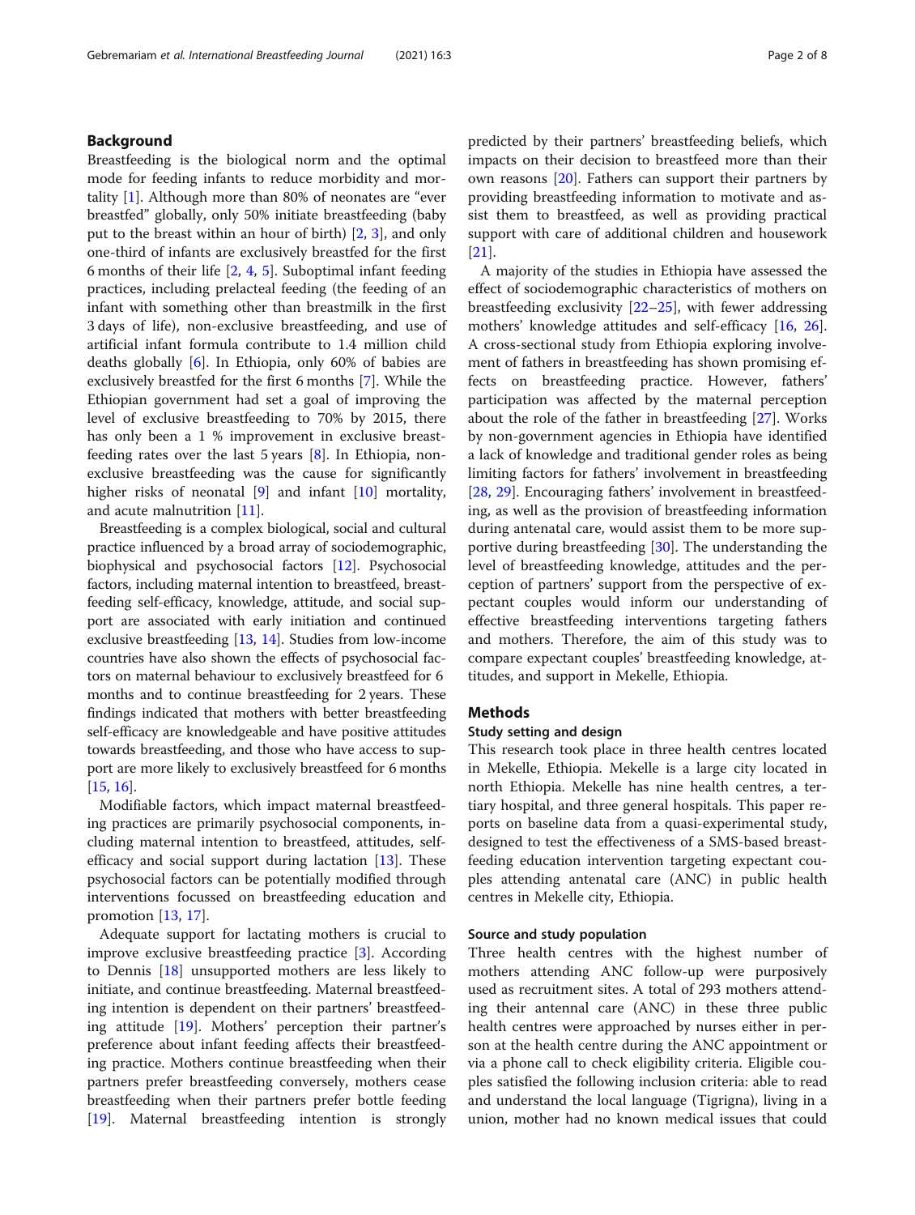## Background

Breastfeeding is the biological norm and the optimal mode for feeding infants to reduce morbidity and mortality [1]. Although more than 80% of neonates are "ever breastfed" globally, only 50% initiate breastfeeding (baby put to the breast within an hour of birth) [2, 3], and only one-third of infants are exclusively breastfed for the first 6 months of their life [2, 4, 5]. Suboptimal infant feeding practices, including prelacteal feeding (the feeding of an infant with something other than breastmilk in the first 3 days of life), non-exclusive breastfeeding, and use of artificial infant formula contribute to 1.4 million child deaths globally [6]. In Ethiopia, only 60% of babies are exclusively breastfed for the first 6 months [7]. While the Ethiopian government had set a goal of improving the level of exclusive breastfeeding to 70% by 2015, there has only been a 1 % improvement in exclusive breastfeeding rates over the last 5 years [8]. In Ethiopia, non-exclusive breastfeeding was the cause for significantly higher risks of neonatal [9] and infant [10] mortality, and acute malnutrition [11].

Breastfeeding is a complex biological, social and cultural practice influenced by a broad array of sociodemographic, biophysical and psychosocial factors [12]. Psychosocial factors, including maternal intention to breastfeed, breastfeeding self-efficacy, knowledge, attitude, and social support are associated with early initiation and continued exclusive breastfeeding [13, 14]. Studies from low-income countries have also shown the effects of psychosocial factors on maternal behaviour to exclusively breastfeed for 6 months and to continue breastfeeding for 2 years. These findings indicated that mothers with better breastfeeding self-efficacy are knowledgeable and have positive attitudes towards breastfeeding, and those who have access to support are more likely to exclusively breastfeed for 6 months [15, 16].

Modifiable factors, which impact maternal breastfeeding practices are primarily psychosocial components, including maternal intention to breastfeed, attitudes, self-efficacy and social support during lactation [13]. These psychosocial factors can be potentially modified through interventions focussed on breastfeeding education and promotion [13, 17].

Adequate support for lactating mothers is crucial to improve exclusive breastfeeding practice [3]. According to Dennis [18] unsupported mothers are less likely to initiate, and continue breastfeeding. Maternal breastfeeding intention is dependent on their partners' breastfeeding attitude [19]. Mothers' perception their partner's preference about infant feeding affects their breastfeeding practice. Mothers continue breastfeeding when their partners prefer breastfeeding conversely, mothers cease breastfeeding when their partners prefer bottle feeding [19]. Maternal breastfeeding intention is strongly predicted by their partners' breastfeeding beliefs, which impacts on their decision to breastfeed more than their own reasons [20]. Fathers can support their partners by providing breastfeeding information to motivate and assist them to breastfeed, as well as providing practical support with care of additional children and housework [21].

A majority of the studies in Ethiopia have assessed the effect of sociodemographic characteristics of mothers on breastfeeding exclusivity [22–25], with fewer addressing mothers' knowledge attitudes and self-efficacy [16, 26]. A cross-sectional study from Ethiopia exploring involvement of fathers in breastfeeding has shown promising effects on breastfeeding practice. However, fathers' participation was affected by the maternal perception about the role of the father in breastfeeding [27]. Works by non-government agencies in Ethiopia have identified a lack of knowledge and traditional gender roles as being limiting factors for fathers' involvement in breastfeeding [28, 29]. Encouraging fathers' involvement in breastfeeding, as well as the provision of breastfeeding information during antenatal care, would assist them to be more supportive during breastfeeding [30]. The understanding the level of breastfeeding knowledge, attitudes and the perception of partners' support from the perspective of expectant couples would inform our understanding of effective breastfeeding interventions targeting fathers and mothers. Therefore, the aim of this study was to compare expectant couples' breastfeeding knowledge, attitudes, and support in Mekelle, Ethiopia.

## Methods

### Study setting and design

This research took place in three health centres located in Mekelle, Ethiopia. Mekelle is a large city located in north Ethiopia. Mekelle has nine health centres, a tertiary hospital, and three general hospitals. This paper reports on baseline data from a quasi-experimental study, designed to test the effectiveness of a SMS-based breastfeeding education intervention targeting expectant couples attending antenatal care (ANC) in public health centres in Mekelle city, Ethiopia.

### Source and study population

Three health centres with the highest number of mothers attending ANC follow-up were purposively used as recruitment sites. A total of 293 mothers attending their antennal care (ANC) in these three public health centres were approached by nurses either in person at the health centre during the ANC appointment or via a phone call to check eligibility criteria. Eligible couples satisfied the following inclusion criteria: able to read and understand the local language (Tigrigna), living in a union, mother had no known medical issues that could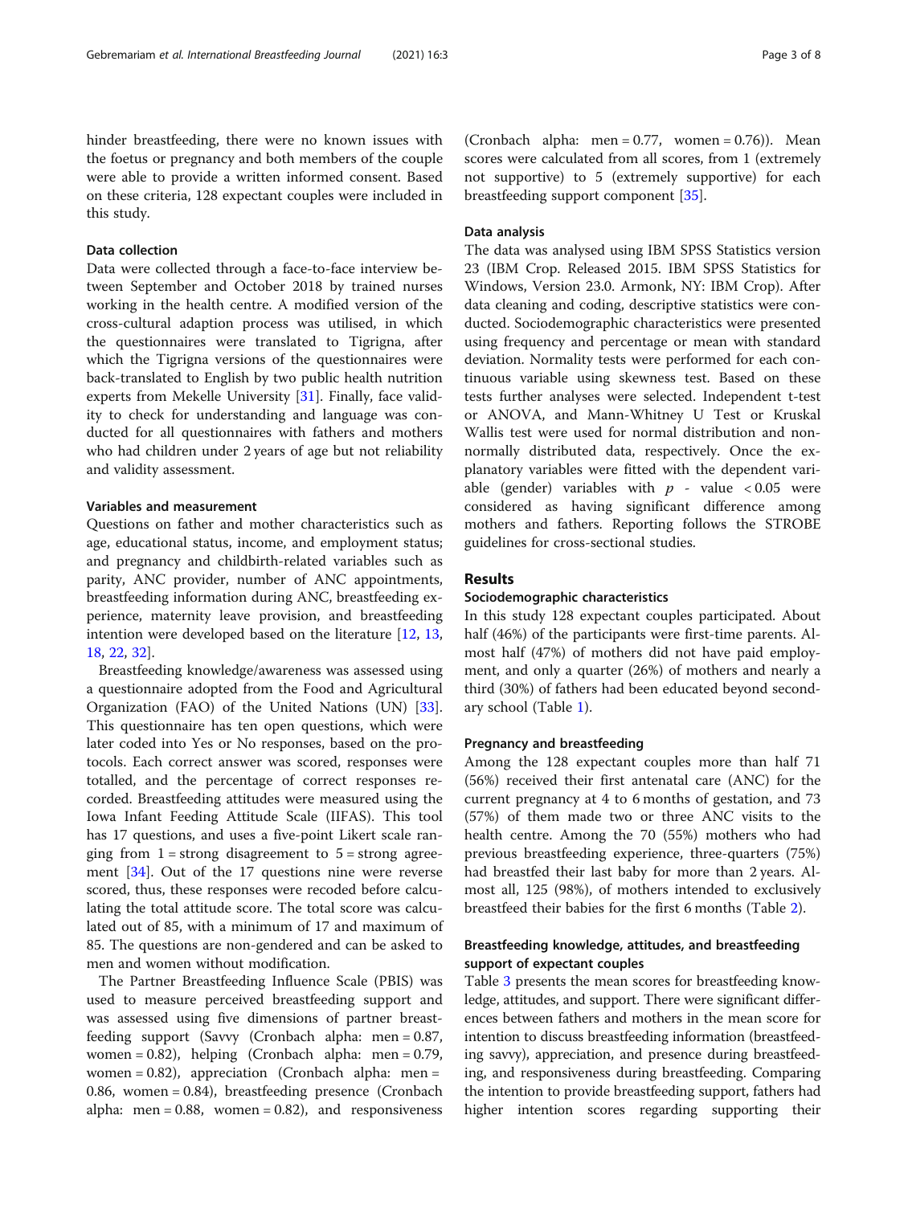hinder breastfeeding, there were no known issues with the foetus or pregnancy and both members of the couple were able to provide a written informed consent. Based on these criteria, 128 expectant couples were included in this study.

### Data collection

Data were collected through a face-to-face interview between September and October 2018 by trained nurses working in the health centre. A modified version of the cross-cultural adaption process was utilised, in which the questionnaires were translated to Tigrigna, after which the Tigrigna versions of the questionnaires were back-translated to English by two public health nutrition experts from Mekelle University [31]. Finally, face validity to check for understanding and language was conducted for all questionnaires with fathers and mothers who had children under 2 years of age but not reliability and validity assessment.

### Variables and measurement

Questions on father and mother characteristics such as age, educational status, income, and employment status; and pregnancy and childbirth-related variables such as parity, ANC provider, number of ANC appointments, breastfeeding information during ANC, breastfeeding experience, maternity leave provision, and breastfeeding intention were developed based on the literature [12, 13, 18, 22, 32].

Breastfeeding knowledge/awareness was assessed using a questionnaire adopted from the Food and Agricultural Organization (FAO) of the United Nations (UN) [33]. This questionnaire has ten open questions, which were later coded into Yes or No responses, based on the protocols. Each correct answer was scored, responses were totalled, and the percentage of correct responses recorded. Breastfeeding attitudes were measured using the Iowa Infant Feeding Attitude Scale (IIFAS). This tool has 17 questions, and uses a five-point Likert scale ranging from 1 = strong disagreement to 5 = strong agreement [34]. Out of the 17 questions nine were reverse scored, thus, these responses were recoded before calculating the total attitude score. The total score was calculated out of 85, with a minimum of 17 and maximum of 85. The questions are non-gendered and can be asked to men and women without modification.

The Partner Breastfeeding Influence Scale (PBIS) was used to measure perceived breastfeeding support and was assessed using five dimensions of partner breastfeeding support (Savvy (Cronbach alpha: men = 0.87, women = 0.82), helping (Cronbach alpha: men = 0.79, women = 0.82), appreciation (Cronbach alpha: men = 0.86, women = 0.84), breastfeeding presence (Cronbach alpha: men = 0.88, women = 0.82), and responsiveness (Cronbach alpha: men = 0.77, women = 0.76)). Mean scores were calculated from all scores, from 1 (extremely not supportive) to 5 (extremely supportive) for each breastfeeding support component [35].

### Data analysis

The data was analysed using IBM SPSS Statistics version 23 (IBM Crop. Released 2015. IBM SPSS Statistics for Windows, Version 23.0. Armonk, NY: IBM Crop). After data cleaning and coding, descriptive statistics were conducted. Sociodemographic characteristics were presented using frequency and percentage or mean with standard deviation. Normality tests were performed for each continuous variable using skewness test. Based on these tests further analyses were selected. Independent t-test or ANOVA, and Mann-Whitney U Test or Kruskal Wallis test were used for normal distribution and non-normally distributed data, respectively. Once the explanatory variables were fitted with the dependent variable (gender) variables with $p$ - value $< 0.05$ were considered as having significant difference among mothers and fathers. Reporting follows the STROBE guidelines for cross-sectional studies.

## Results

### Sociodemographic characteristics

In this study 128 expectant couples participated. About half (46%) of the participants were first-time parents. Almost half (47%) of mothers did not have paid employment, and only a quarter (26%) of mothers and nearly a third (30%) of fathers had been educated beyond secondary school (Table 1).

### Pregnancy and breastfeeding

Among the 128 expectant couples more than half 71 (56%) received their first antenatal care (ANC) for the current pregnancy at 4 to 6 months of gestation, and 73 (57%) of them made two or three ANC visits to the health centre. Among the 70 (55%) mothers who had previous breastfeeding experience, three-quarters (75%) had breastfed their last baby for more than 2 years. Almost all, 125 (98%), of mothers intended to exclusively breastfeed their babies for the first 6 months (Table 2).

### Breastfeeding knowledge, attitudes, and breastfeeding support of expectant couples

Table 3 presents the mean scores for breastfeeding knowledge, attitudes, and support. There were significant differences between fathers and mothers in the mean score for intention to discuss breastfeeding information (breastfeeding savvy), appreciation, and presence during breastfeeding, and responsiveness during breastfeeding. Comparing the intention to provide breastfeeding support, fathers had higher intention scores regarding supporting their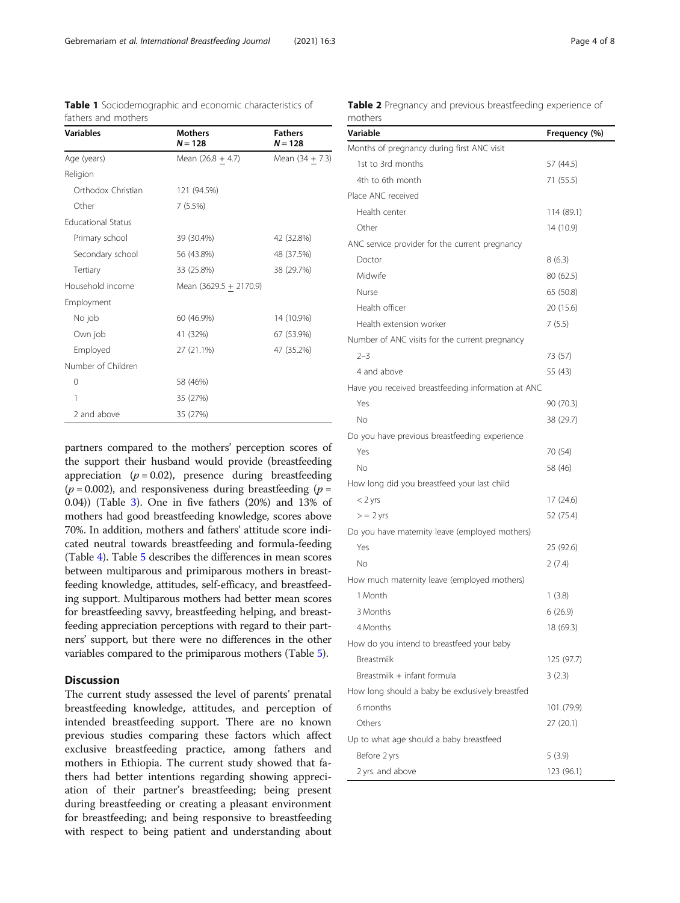**Table 1** Sociodemographic and economic characteristics of fathers and mothers

| Variables | Mothers $N = 128$ | Fathers $N = 128$ |
|---|---|---|
| Age (years) | Mean (26.8 + 4.7) | Mean (34 + 7.3) |
| Religion | | |
| Orthodox Christian | 121 (94.5%) | |
| Other | 7 (5.5%) | |
| Educational Status | | |
| Primary school | 39 (30.4%) | 42 (32.8%) |
| Secondary school | 56 (43.8%) | 48 (37.5%) |
| Tertiary | 33 (25.8%) | 38 (29.7%) |
| Household income | Mean (3629.5 + 2170.9) | |
| Employment | | |
| No job | 60 (46.9%) | 14 (10.9%) |
| Own job | 41 (32%) | 67 (53.9%) |
| Employed | 27 (21.1%) | 47 (35.2%) |
| Number of Children | | |
| 0 | 58 (46%) | |
| 1 | 35 (27%) | |
| 2 and above | 35 (27%) | |

partners compared to the mothers' perception scores of the support their husband would provide (breastfeeding appreciation ($p = 0.02$), presence during breastfeeding ($p = 0.002$), and responsiveness during breastfeeding ($p = 0.04$)) (Table 3). One in five fathers (20%) and 13% of mothers had good breastfeeding knowledge, scores above 70%. In addition, mothers and fathers' attitude score indicated neutral towards breastfeeding and formula-feeding (Table 4). Table 5 describes the differences in mean scores between multiparous and primiparous mothers in breastfeeding knowledge, attitudes, self-efficacy, and breastfeeding support. Multiparous mothers had better mean scores for breastfeeding savvy, breastfeeding helping, and breastfeeding appreciation perceptions with regard to their partners' support, but there were no differences in the other variables compared to the primiparous mothers (Table 5).

## Discussion

The current study assessed the level of parents' prenatal breastfeeding knowledge, attitudes, and perception of intended breastfeeding support. There are no known previous studies comparing these factors which affect exclusive breastfeeding practice, among fathers and mothers in Ethiopia. The current study showed that fathers had better intentions regarding showing appreciation of their partner's breastfeeding; being present during breastfeeding or creating a pleasant environment for breastfeeding; and being responsive to breastfeeding with respect to being patient and understanding about

**Table 2** Pregnancy and previous breastfeeding experience of mothers

| Variable | Frequency (%) |
|---|---|
| Months of pregnancy during first ANC visit | |
| 1st to 3rd months | 57 (44.5) |
| 4th to 6th month | 71 (55.5) |
| Place ANC received | |
| Health center | 114 (89.1) |
| Other | 14 (10.9) |
| ANC service provider for the current pregnancy | |
| Doctor | 8 (6.3) |
| Midwife | 80 (62.5) |
| Nurse | 65 (50.8) |
| Health officer | 20 (15.6) |
| Health extension worker | 7 (5.5) |
| Number of ANC visits for the current pregnancy | |
| 2–3 | 73 (57) |
| 4 and above | 55 (43) |
| Have you received breastfeeding information at ANC | |
| Yes | 90 (70.3) |
| No | 38 (29.7) |
| Do you have previous breastfeeding experience | |
| Yes | 70 (54) |
| No | 58 (46) |
| How long did you breastfeed your last child | |
| < 2 yrs | 17 (24.6) |
| > = 2 yrs | 52 (75.4) |
| Do you have maternity leave (employed mothers) | |
| Yes | 25 (92.6) |
| No | 2 (7.4) |
| How much maternity leave (employed mothers) | |
| 1 Month | 1 (3.8) |
| 3 Months | 6 (26.9) |
| 4 Months | 18 (69.3) |
| How do you intend to breastfeed your baby | |
| Breastmilk | 125 (97.7) |
| Breastmilk + infant formula | 3 (2.3) |
| How long should a baby be exclusively breastfed | |
| 6 months | 101 (79.9) |
| Others | 27 (20.1) |
| Up to what age should a baby breastfeed | |
| Before 2 yrs | 5 (3.9) |
| 2 yrs. and above | 123 (96.1) |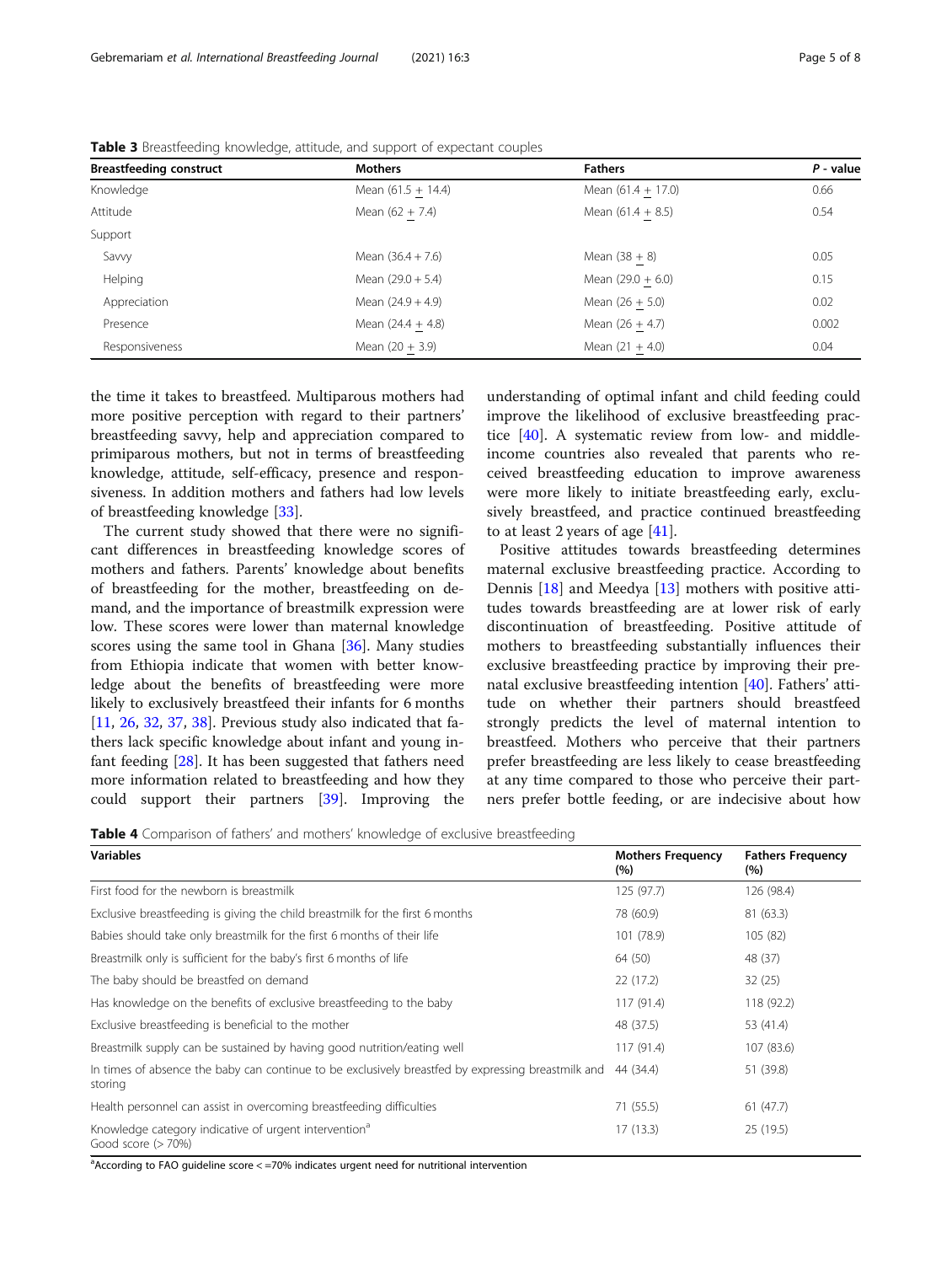**Table 3** Breastfeeding knowledge, attitude, and support of expectant couples

| Breastfeeding construct | Mothers | Fathers | *P* - value |
|---|---|---|---|
| Knowledge | Mean (61.5 ± 14.4) | Mean (61.4 ± 17.0) | 0.66 |
| Attitude | Mean (62 ± 7.4) | Mean (61.4 ± 8.5) | 0.54 |
| Support | | | |
| Savvy | Mean (36.4 + 7.6) | Mean (38 ± 8) | 0.05 |
| Helping | Mean (29.0 + 5.4) | Mean (29.0 ± 6.0) | 0.15 |
| Appreciation | Mean (24.9 + 4.9) | Mean (26 ± 5.0) | 0.02 |
| Presence | Mean (24.4 ± 4.8) | Mean (26 ± 4.7) | 0.002 |
| Responsiveness | Mean (20 ± 3.9) | Mean (21 ± 4.0) | 0.04 |

the time it takes to breastfeed. Multiparous mothers had more positive perception with regard to their partners' breastfeeding savvy, help and appreciation compared to primiparous mothers, but not in terms of breastfeeding knowledge, attitude, self-efficacy, presence and responsiveness. In addition mothers and fathers had low levels of breastfeeding knowledge [33].

The current study showed that there were no significant differences in breastfeeding knowledge scores of mothers and fathers. Parents' knowledge about benefits of breastfeeding for the mother, breastfeeding on demand, and the importance of breastmilk expression were low. These scores were lower than maternal knowledge scores using the same tool in Ghana [36]. Many studies from Ethiopia indicate that women with better knowledge about the benefits of breastfeeding were more likely to exclusively breastfeed their infants for 6 months [11, 26, 32, 37, 38]. Previous study also indicated that fathers lack specific knowledge about infant and young infant feeding [28]. It has been suggested that fathers need more information related to breastfeeding and how they could support their partners [39]. Improving the understanding of optimal infant and child feeding could improve the likelihood of exclusive breastfeeding practice [40]. A systematic review from low- and middle-income countries also revealed that parents who received breastfeeding education to improve awareness were more likely to initiate breastfeeding early, exclusively breastfeed, and practice continued breastfeeding to at least 2 years of age [41].

Positive attitudes towards breastfeeding determines maternal exclusive breastfeeding practice. According to Dennis [18] and Meedya [13] mothers with positive attitudes towards breastfeeding are at lower risk of early discontinuation of breastfeeding. Positive attitude of mothers to breastfeeding substantially influences their exclusive breastfeeding practice by improving their prenatal exclusive breastfeeding intention [40]. Fathers' attitude on whether their partners should breastfeed strongly predicts the level of maternal intention to breastfeed. Mothers who perceive that their partners prefer breastfeeding are less likely to cease breastfeeding at any time compared to those who perceive their partners prefer bottle feeding, or are indecisive about how

**Table 4** Comparison of fathers' and mothers' knowledge of exclusive breastfeeding

| Variables | Mothers Frequency (%) | Fathers Frequency (%) |
|---|---|---|
| First food for the newborn is breastmilk | 125 (97.7) | 126 (98.4) |
| Exclusive breastfeeding is giving the child breastmilk for the first 6 months | 78 (60.9) | 81 (63.3) |
| Babies should take only breastmilk for the first 6 months of their life | 101 (78.9) | 105 (82) |
| Breastmilk only is sufficient for the baby's first 6 months of life | 64 (50) | 48 (37) |
| The baby should be breastfed on demand | 22 (17.2) | 32 (25) |
| Has knowledge on the benefits of exclusive breastfeeding to the baby | 117 (91.4) | 118 (92.2) |
| Exclusive breastfeeding is beneficial to the mother | 48 (37.5) | 53 (41.4) |
| Breastmilk supply can be sustained by having good nutrition/eating well | 117 (91.4) | 107 (83.6) |
| In times of absence the baby can continue to be exclusively breastfed by expressing breastmilk and storing | 44 (34.4) | 51 (39.8) |
| Health personnel can assist in overcoming breastfeeding difficulties | 71 (55.5) | 61 (47.7) |
| Knowledge category indicative of urgent intervention[a] Good score (> 70%) | 17 (13.3) | 25 (19.5) |

[a]According to FAO guideline score < =70% indicates urgent need for nutritional intervention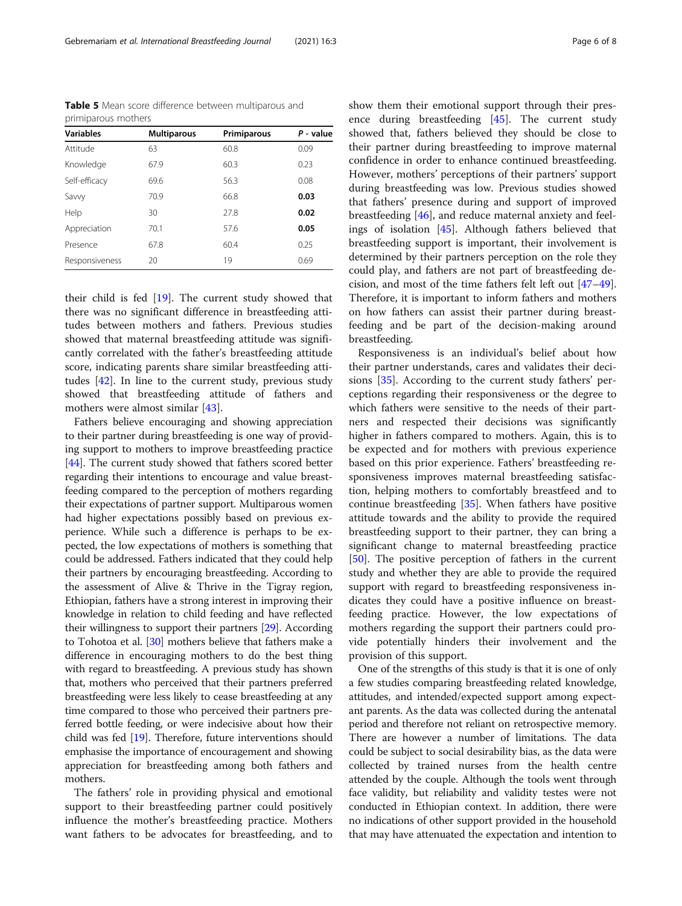**Table 5** Mean score difference between multiparous and primiparous mothers

| Variables | Multiparous | Primiparous | *P* - value |
|---|---|---|---|
| Attitude | 63 | 60.8 | 0.09 |
| Knowledge | 67.9 | 60.3 | 0.23 |
| Self-efficacy | 69.6 | 56.3 | 0.08 |
| Savvy | 70.9 | 66.8 | **0.03** |
| Help | 30 | 27.8 | **0.02** |
| Appreciation | 70.1 | 57.6 | **0.05** |
| Presence | 67.8 | 60.4 | 0.25 |
| Responsiveness | 20 | 19 | 0.69 |

their child is fed [19]. The current study showed that there was no significant difference in breastfeeding attitudes between mothers and fathers. Previous studies showed that maternal breastfeeding attitude was significantly correlated with the father's breastfeeding attitude score, indicating parents share similar breastfeeding attitudes [42]. In line to the current study, previous study showed that breastfeeding attitude of fathers and mothers were almost similar [43].

Fathers believe encouraging and showing appreciation to their partner during breastfeeding is one way of providing support to mothers to improve breastfeeding practice [44]. The current study showed that fathers scored better regarding their intentions to encourage and value breastfeeding compared to the perception of mothers regarding their expectations of partner support. Multiparous women had higher expectations possibly based on previous experience. While such a difference is perhaps to be expected, the low expectations of mothers is something that could be addressed. Fathers indicated that they could help their partners by encouraging breastfeeding. According to the assessment of Alive & Thrive in the Tigray region, Ethiopian, fathers have a strong interest in improving their knowledge in relation to child feeding and have reflected their willingness to support their partners [29]. According to Tohotoa et al. [30] mothers believe that fathers make a difference in encouraging mothers to do the best thing with regard to breastfeeding. A previous study has shown that, mothers who perceived that their partners preferred breastfeeding were less likely to cease breastfeeding at any time compared to those who perceived their partners preferred bottle feeding, or were indecisive about how their child was fed [19]. Therefore, future interventions should emphasise the importance of encouragement and showing appreciation for breastfeeding among both fathers and mothers.

The fathers' role in providing physical and emotional support to their breastfeeding partner could positively influence the mother's breastfeeding practice. Mothers want fathers to be advocates for breastfeeding, and to show them their emotional support through their presence during breastfeeding [45]. The current study showed that, fathers believed they should be close to their partner during breastfeeding to improve maternal confidence in order to enhance continued breastfeeding. However, mothers' perceptions of their partners' support during breastfeeding was low. Previous studies showed that fathers' presence during and support of improved breastfeeding [46], and reduce maternal anxiety and feelings of isolation [45]. Although fathers believed that breastfeeding support is important, their involvement is determined by their partners perception on the role they could play, and fathers are not part of breastfeeding decision, and most of the time fathers felt left out [47–49]. Therefore, it is important to inform fathers and mothers on how fathers can assist their partner during breastfeeding and be part of the decision-making around breastfeeding.

Responsiveness is an individual's belief about how their partner understands, cares and validates their decisions [35]. According to the current study fathers' perceptions regarding their responsiveness or the degree to which fathers were sensitive to the needs of their partners and respected their decisions was significantly higher in fathers compared to mothers. Again, this is to be expected and for mothers with previous experience based on this prior experience. Fathers' breastfeeding responsiveness improves maternal breastfeeding satisfaction, helping mothers to comfortably breastfeed and to continue breastfeeding [35]. When fathers have positive attitude towards and the ability to provide the required breastfeeding support to their partner, they can bring a significant change to maternal breastfeeding practice [50]. The positive perception of fathers in the current study and whether they are able to provide the required support with regard to breastfeeding responsiveness indicates they could have a positive influence on breastfeeding practice. However, the low expectations of mothers regarding the support their partners could provide potentially hinders their involvement and the provision of this support.

One of the strengths of this study is that it is one of only a few studies comparing breastfeeding related knowledge, attitudes, and intended/expected support among expectant parents. As the data was collected during the antenatal period and therefore not reliant on retrospective memory. There are however a number of limitations. The data could be subject to social desirability bias, as the data were collected by trained nurses from the health centre attended by the couple. Although the tools went through face validity, but reliability and validity testes were not conducted in Ethiopian context. In addition, there were no indications of other support provided in the household that may have attenuated the expectation and intention to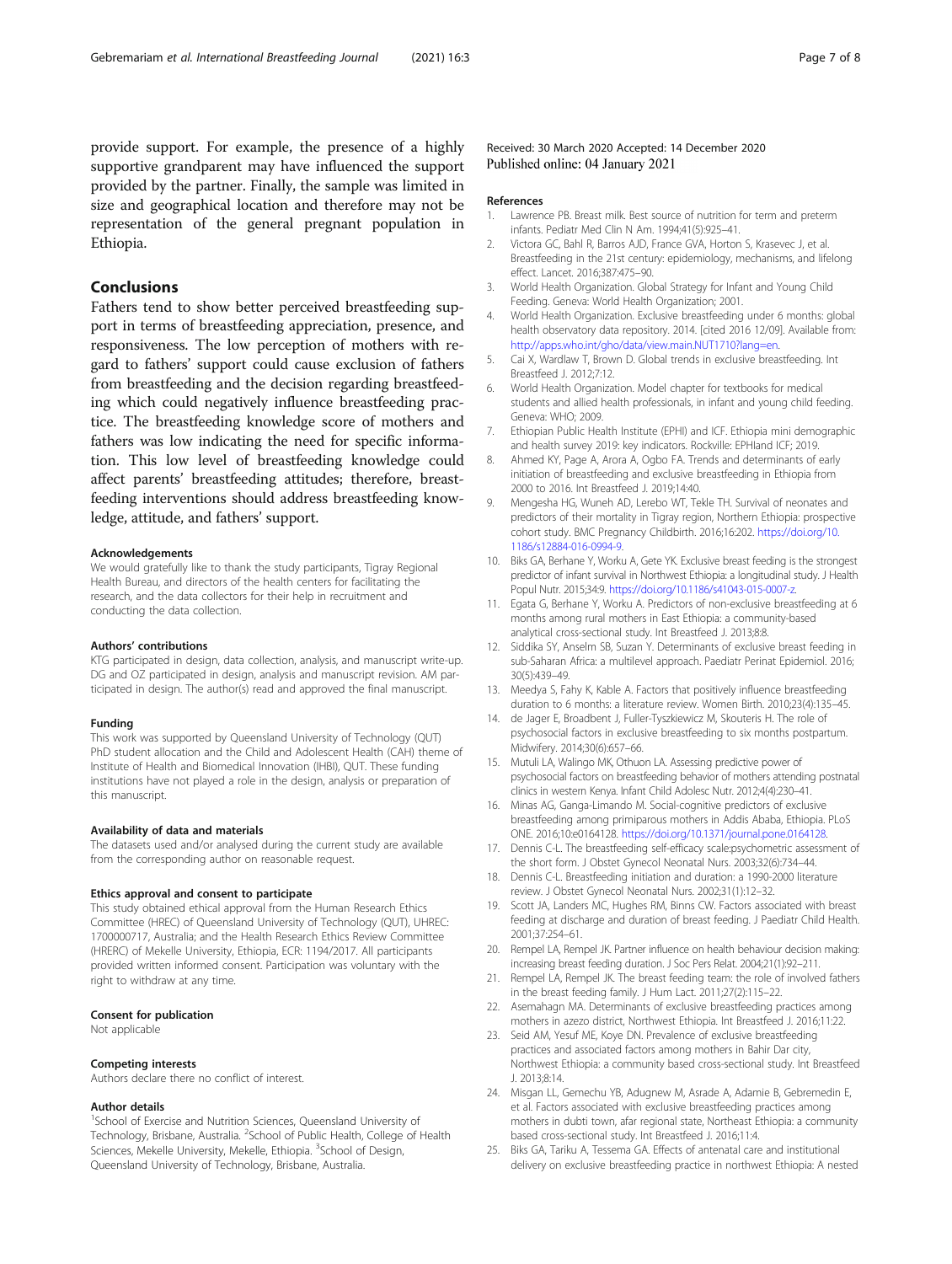provide support. For example, the presence of a highly supportive grandparent may have influenced the support provided by the partner. Finally, the sample was limited in size and geographical location and therefore may not be representation of the general pregnant population in Ethiopia.

## Conclusions

Fathers tend to show better perceived breastfeeding support in terms of breastfeeding appreciation, presence, and responsiveness. The low perception of mothers with regard to fathers' support could cause exclusion of fathers from breastfeeding and the decision regarding breastfeeding which could negatively influence breastfeeding practice. The breastfeeding knowledge score of mothers and fathers was low indicating the need for specific information. This low level of breastfeeding knowledge could affect parents' breastfeeding attitudes; therefore, breastfeeding interventions should address breastfeeding knowledge, attitude, and fathers' support.

#### Acknowledgements

We would gratefully like to thank the study participants, Tigray Regional Health Bureau, and directors of the health centers for facilitating the research, and the data collectors for their help in recruitment and conducting the data collection.

#### Authors' contributions

KTG participated in design, data collection, analysis, and manuscript write-up. DG and OZ participated in design, analysis and manuscript revision. AM participated in design. The author(s) read and approved the final manuscript.

#### Funding

This work was supported by Queensland University of Technology (QUT) PhD student allocation and the Child and Adolescent Health (CAH) theme of Institute of Health and Biomedical Innovation (IHBI), QUT. These funding institutions have not played a role in the design, analysis or preparation of this manuscript.

#### Availability of data and materials

The datasets used and/or analysed during the current study are available from the corresponding author on reasonable request.

#### Ethics approval and consent to participate

This study obtained ethical approval from the Human Research Ethics Committee (HREC) of Queensland University of Technology (QUT), UHREC: 1700000717, Australia; and the Health Research Ethics Review Committee (HRERC) of Mekelle University, Ethiopia, ECR: 1194/2017. All participants provided written informed consent. Participation was voluntary with the right to withdraw at any time.

#### Consent for publication

Not applicable

#### Competing interests

Authors declare there no conflict of interest.

#### Author details

[1]School of Exercise and Nutrition Sciences, Queensland University of Technology, Brisbane, Australia. [2]School of Public Health, College of Health Sciences, Mekelle University, Mekelle, Ethiopia. [3]School of Design, Queensland University of Technology, Brisbane, Australia.

Received: 30 March 2020 Accepted: 14 December 2020
Published online: 04 January 2021

#### References

1. Lawrence PB. Breast milk. Best source of nutrition for term and preterm infants. Pediatr Med Clin N Am. 1994;41(5):925–41.
2. Victora GC, Bahl R, Barros AJD, France GVA, Horton S, Krasevec J, et al. Breastfeeding in the 21st century: epidemiology, mechanisms, and lifelong effect. Lancet. 2016;387:475–90.
3. World Health Organization. Global Strategy for Infant and Young Child Feeding. Geneva: World Health Organization; 2001.
4. World Health Organization. Exclusive breastfeeding under 6 months: global health observatory data repository. 2014. [cited 2016 12/09]. Available from: http://apps.who.int/gho/data/view.main.NUT1710?lang=en.
5. Cai X, Wardlaw T, Brown D. Global trends in exclusive breastfeeding. Int Breastfeed J. 2012;7:12.
6. World Health Organization. Model chapter for textbooks for medical students and allied health professionals, in infant and young child feeding. Geneva: WHO; 2009.
7. Ethiopian Public Health Institute (EPHI) and ICF. Ethiopia mini demographic and health survey 2019: key indicators. Rockville: EPHIand ICF; 2019.
8. Ahmed KY, Page A, Arora A, Ogbo FA. Trends and determinants of early initiation of breastfeeding and exclusive breastfeeding in Ethiopia from 2000 to 2016. Int Breastfeed J. 2019;14:40.
9. Mengesha HG, Wuneh AD, Lerebo WT, Tekle TH. Survival of neonates and predictors of their mortality in Tigray region, Northern Ethiopia: prospective cohort study. BMC Pregnancy Childbirth. 2016;16:202. https://doi.org/10.1186/s12884-016-0994-9.
10. Biks GA, Berhane Y, Worku A, Gete YK. Exclusive breast feeding is the strongest predictor of infant survival in Northwest Ethiopia: a longitudinal study. J Health Popul Nutr. 2015;34:9. https://doi.org/10.1186/s41043-015-0007-z.
11. Egata G, Berhane Y, Worku A. Predictors of non-exclusive breastfeeding at 6 months among rural mothers in East Ethiopia: a community-based analytical cross-sectional study. Int Breastfeed J. 2013;8:8.
12. Siddika SY, Anselm SB, Suzan Y. Determinants of exclusive breast feeding in sub-Saharan Africa: a multilevel approach. Paediatr Perinat Epidemiol. 2016;30(5):439–49.
13. Meedya S, Fahy K, Kable A. Factors that positively influence breastfeeding duration to 6 months: a literature review. Women Birth. 2010;23(4):135–45.
14. de Jager E, Broadbent J, Fuller-Tyszkiewicz M, Skouteris H. The role of psychosocial factors in exclusive breastfeeding to six months postpartum. Midwifery. 2014;30(6):657–66.
15. Mutuli LA, Walingo MK, Othuon LA. Assessing predictive power of psychosocial factors on breastfeeding behavior of mothers attending postnatal clinics in western Kenya. Infant Child Adolesc Nutr. 2012;4(4):230–41.
16. Minas AG, Ganga-Limando M. Social-cognitive predictors of exclusive breastfeeding among primiparous mothers in Addis Ababa, Ethiopia. PLoS ONE. 2016;10:e0164128. https://doi.org/10.1371/journal.pone.0164128.
17. Dennis C-L. The breastfeeding self-efficacy scale:psychometric assessment of the short form. J Obstet Gynecol Neonatal Nurs. 2003;32(6):734–44.
18. Dennis C-L. Breastfeeding initiation and duration: a 1990-2000 literature review. J Obstet Gynecol Neonatal Nurs. 2002;31(1):12–32.
19. Scott JA, Landers MC, Hughes RM, Binns CW. Factors associated with breast feeding at discharge and duration of breast feeding. J Paediatr Child Health. 2001;37:254–61.
20. Rempel LA, Rempel JK. Partner influence on health behaviour decision making: increasing breast feeding duration. J Soc Pers Relat. 2004;21(1):92–211.
21. Rempel LA, Rempel JK. The breast feeding team: the role of involved fathers in the breast feeding family. J Hum Lact. 2011;27(2):115–22.
22. Asemahagn MA. Determinants of exclusive breastfeeding practices among mothers in azezo district, Northwest Ethiopia. Int Breastfeed J. 2016;11:22.
23. Seid AM, Yesuf ME, Koye DN. Prevalence of exclusive breastfeeding practices and associated factors among mothers in Bahir Dar city, Northwest Ethiopia: a community based cross-sectional study. Int Breastfeed J. 2013;8:14.
24. Misgan LL, Gemechu YB, Adugnew M, Asrade A, Adamie B, Gebremedin E, et al. Factors associated with exclusive breastfeeding practices among mothers in dubti town, afar regional state, Northeast Ethiopia: a community based cross-sectional study. Int Breastfeed J. 2016;11:4.
25. Biks GA, Tariku A, Tessema GA. Effects of antenatal care and institutional delivery on exclusive breastfeeding practice in northwest Ethiopia: A nested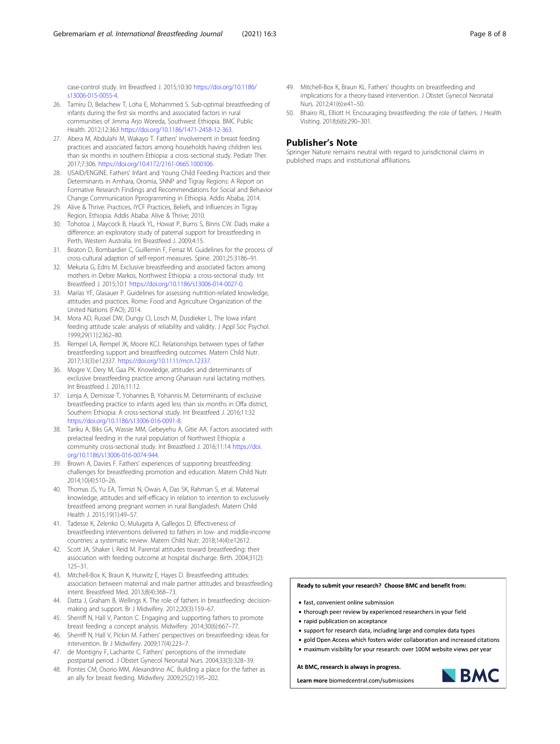case-control study. Int Breastfeed J. 2015;10:30 https://doi.org/10.1186/s13006-015-0055-4.

26. Tamiru D, Belachew T, Loha E, Mohammed S. Sub-optimal breastfeeding of infants during the first six months and associated factors in rural communities of Jimma Arjo Woreda, Southwest Ethiopia. BMC Public Health. 2012;12:363 https://doi.org/10.1186/1471-2458-12-363.
27. Abera M, Abdulahi M, Wakayo T. Fathers' involvement in breast feeding practices and associated factors among households having children less than six months in southern Ethiopia: a cross sectional study. Pediatr Ther. 2017;7:306. https://doi.org/10.4172/2161-0665.1000306.
28. USAID/ENGINE. Fathers' Infant and Young Child Feeding Practices and their Determinants in Amhara, Oromia, SNNP and Tigray Regions: A Report on Formative Research Findings and Recommendations for Social and Behavior Change Communication Pprogramming in Ethiopia. Addis Ababa; 2014.
29. Alive & Thrive. Practices, IYCF Practices, Beliefs, and Influences in Tigray Region, Ethiopia. Addis Ababa: Alive & Thrive; 2010.
30. Tohotoa J, Maycock B, Hauck YL, Howat P, Burns S, Binns CW. Dads make a difference: an exploratory study of paternal support for breastfeeding in Perth, Western Australia. Int Breastfeed J. 2009;4:15.
31. Beaton D, Bombardier C, Guillemin F, Ferraz M. Guidelines for the process of cross-cultural adaption of self-report measures. Spine. 2001;25:3186–91.
32. Mekuria G, Edris M. Exclusive breastfeeding and associated factors among mothers in Debre Markos, Northwest Ethiopia: a cross-sectional study. Int Breastfeed J. 2015;10:1 https://doi.org/10.1186/s13006-014-0027-0.
33. Marías YF, Glasauer P. Guidelines for assessing nutrition-related knowledge, attitudes and practices. Rome: Food and Agriculture Organization of the United Nations (FAO); 2014.
34. Mora AD, Russel DW, Dungy CI, Losch M, Dusdieker L. The Iowa infant feeding attitude scale: analysis of reliability and validity. J Appl Soc Psychol. 1999;29(11):2362–80.
35. Rempel LA, Rempel JK, Moore KCJ. Relationships between types of father breastfeeding support and breastfeeding outcomes. Matern Child Nutr. 2017;13(3):e12337. https://doi.org/10.1111/mcn.12337.
36. Mogre V, Dery M, Gaa PK. Knowledge, attitudes and determinants of exclusive breastfeeding practice among Ghanaian rural lactating mothers. Int Breastfeed J. 2016;11:12.
37. Lenja A, Demissie T, Yohannes B, Yohannis M. Determinants of exclusive breastfeeding practice to infants aged less than six months in Offa district, Southern Ethiopia: A cross-sectional study. Int Breastfeed J. 2016;11:32 https://doi.org/10.1186/s13006-016-0091-8.
38. Tariku A, Biks GA, Wassie MM, Gebeyehu A, Gitie AA. Factors associated with prelacteal feeding in the rural population of Northwest Ethiopia: a community cross-sectional study. Int Breastfeed J. 2016;11:14 https://doi.org/10.1186/s13006-016-0074-944.
39. Brown A, Davies F. Fathers' experiences of supporting breastfeeding: challenges for breastfeeding promotion and education. Matern Child Nutr. 2014;10(4):510–26.
40. Thomas JS, Yu EA, Tirmizi N, Owais A, Das SK, Rahman S, et al. Maternal knowledge, attitudes and self-efficacy in relation to intention to exclusively breastfeed among pregnant women in rural Bangladesh. Matern Child Health J. 2015;19(1):49–57.
41. Tadesse K, Zelenko O, Mulugeta A, Gallegos D. Effectiveness of breastfeeding interventions delivered to fathers in low- and middle-income countries: a systematic review. Matern Child Nutr. 2018;14(4):e12612.
42. Scott JA, Shaker I, Reid M. Parental attitudes toward breastfeeding: their association with feeding outcome at hospital discharge. Birth. 2004;31(2):125–31.
43. Mitchell-Box K, Braun K, Hurwitz E, Hayes D. Breastfeeding attitudes: association between maternal and male partner attitudes and breastfeeding intent. Breastfeed Med. 2013;8(4):368–73.
44. Datta J, Graham B, Wellings K. The role of fathers in breastfeeding: decision-making and support. Br J Midwifery. 2012;20(3):159–67.
45. Sherriff N, Hall V, Panton C. Engaging and supporting fathers to promote breast feeding: a concept analysis. Midwifery. 2014;30(6):667–77.
46. Sherriff N, Hall V, Pickin M. Fathers' perspectives on breastfeeding: ideas for intervention. Br J Midwifery. 2009;17(4):223–7.
47. de Montigny F, Lacharite C. Fathers' perceptions of the immediate postpartal period. J Obstet Gynecol Neonatal Nurs. 2004;33(3):328–39.
48. Pontes CM, Osorio MM, Alexandrino AC. Building a place for the father as an ally for breast feeding. Midwifery. 2009;25(2):195–202.
49. Mitchell-Box K, Braun KL. Fathers' thoughts on breastfeeding and implications for a theory-based intervention. J Obstet Gynecol Neonatal Nurs. 2012;41(6):e41–50.
50. Bhairo RL, Elliott H. Encouraging breastfeeding: the role of fathers. J Health Visiting. 2018;6(6):290–301.

## Publisher's Note

Springer Nature remains neutral with regard to jurisdictional claims in published maps and institutional affiliations.

**Ready to submit your research? Choose BMC and benefit from:**

- fast, convenient online submission
- thorough peer review by experienced researchers in your field
- rapid publication on acceptance
- support for research data, including large and complex data types
- gold Open Access which fosters wider collaboration and increased citations
- maximum visibility for your research: over 100M website views per year

**At BMC, research is always in progress.**

**Learn more** biomedcentral.com/submissions

BMC